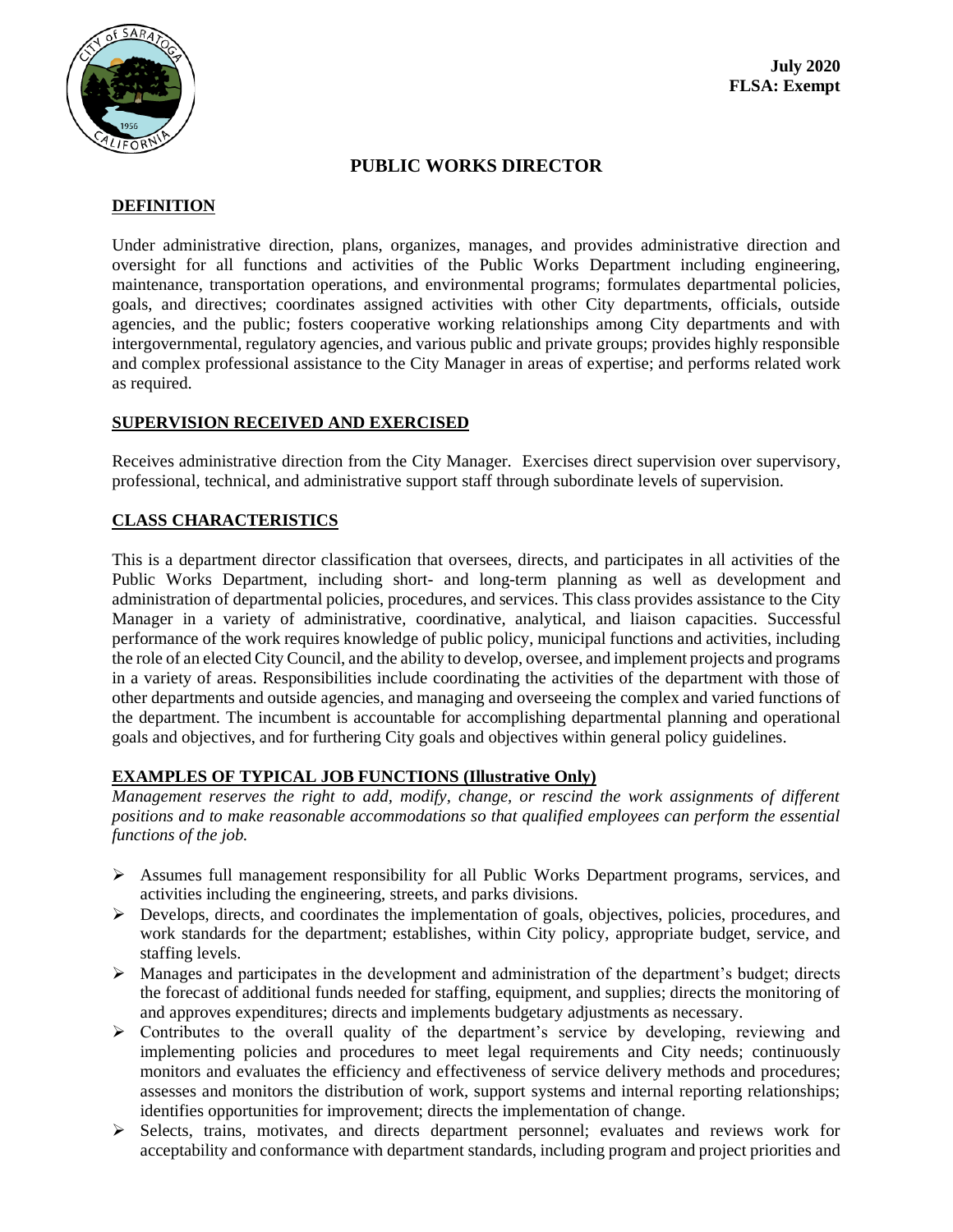**July 2020**
**FLSA: Exempt**

# PUBLIC WORKS DIRECTOR

## DEFINITION

Under administrative direction, plans, organizes, manages, and provides administrative direction and oversight for all functions and activities of the Public Works Department including engineering, maintenance, transportation operations, and environmental programs; formulates departmental policies, goals, and directives; coordinates assigned activities with other City departments, officials, outside agencies, and the public; fosters cooperative working relationships among City departments and with intergovernmental, regulatory agencies, and various public and private groups; provides highly responsible and complex professional assistance to the City Manager in areas of expertise; and performs related work as required.

## SUPERVISION RECEIVED AND EXERCISED

Receives administrative direction from the City Manager. Exercises direct supervision over supervisory, professional, technical, and administrative support staff through subordinate levels of supervision.

## CLASS CHARACTERISTICS

This is a department director classification that oversees, directs, and participates in all activities of the Public Works Department, including short- and long-term planning as well as development and administration of departmental policies, procedures, and services. This class provides assistance to the City Manager in a variety of administrative, coordinative, analytical, and liaison capacities. Successful performance of the work requires knowledge of public policy, municipal functions and activities, including the role of an elected City Council, and the ability to develop, oversee, and implement projects and programs in a variety of areas. Responsibilities include coordinating the activities of the department with those of other departments and outside agencies, and managing and overseeing the complex and varied functions of the department. The incumbent is accountable for accomplishing departmental planning and operational goals and objectives, and for furthering City goals and objectives within general policy guidelines.

## EXAMPLES OF TYPICAL JOB FUNCTIONS (Illustrative Only)

*Management reserves the right to add, modify, change, or rescind the work assignments of different positions and to make reasonable accommodations so that qualified employees can perform the essential functions of the job.*

- Assumes full management responsibility for all Public Works Department programs, services, and activities including the engineering, streets, and parks divisions.
- Develops, directs, and coordinates the implementation of goals, objectives, policies, procedures, and work standards for the department; establishes, within City policy, appropriate budget, service, and staffing levels.
- Manages and participates in the development and administration of the department's budget; directs the forecast of additional funds needed for staffing, equipment, and supplies; directs the monitoring of and approves expenditures; directs and implements budgetary adjustments as necessary.
- Contributes to the overall quality of the department's service by developing, reviewing and implementing policies and procedures to meet legal requirements and City needs; continuously monitors and evaluates the efficiency and effectiveness of service delivery methods and procedures; assesses and monitors the distribution of work, support systems and internal reporting relationships; identifies opportunities for improvement; directs the implementation of change.
- Selects, trains, motivates, and directs department personnel; evaluates and reviews work for acceptability and conformance with department standards, including program and project priorities and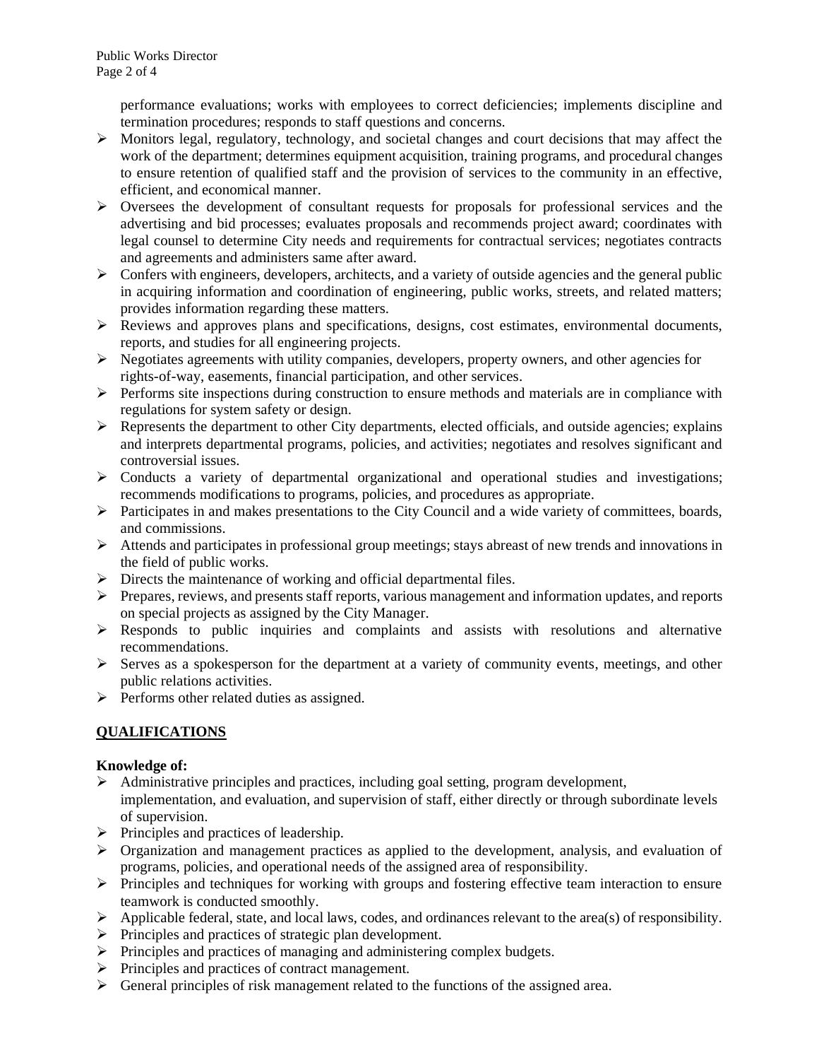performance evaluations; works with employees to correct deficiencies; implements discipline and termination procedures; responds to staff questions and concerns.

- Monitors legal, regulatory, technology, and societal changes and court decisions that may affect the work of the department; determines equipment acquisition, training programs, and procedural changes to ensure retention of qualified staff and the provision of services to the community in an effective, efficient, and economical manner.
- Oversees the development of consultant requests for proposals for professional services and the advertising and bid processes; evaluates proposals and recommends project award; coordinates with legal counsel to determine City needs and requirements for contractual services; negotiates contracts and agreements and administers same after award.
- Confers with engineers, developers, architects, and a variety of outside agencies and the general public in acquiring information and coordination of engineering, public works, streets, and related matters; provides information regarding these matters.
- Reviews and approves plans and specifications, designs, cost estimates, environmental documents, reports, and studies for all engineering projects.
- Negotiates agreements with utility companies, developers, property owners, and other agencies for rights-of-way, easements, financial participation, and other services.
- Performs site inspections during construction to ensure methods and materials are in compliance with regulations for system safety or design.
- Represents the department to other City departments, elected officials, and outside agencies; explains and interprets departmental programs, policies, and activities; negotiates and resolves significant and controversial issues.
- Conducts a variety of departmental organizational and operational studies and investigations; recommends modifications to programs, policies, and procedures as appropriate.
- Participates in and makes presentations to the City Council and a wide variety of committees, boards, and commissions.
- Attends and participates in professional group meetings; stays abreast of new trends and innovations in the field of public works.
- Directs the maintenance of working and official departmental files.
- Prepares, reviews, and presents staff reports, various management and information updates, and reports on special projects as assigned by the City Manager.
- Responds to public inquiries and complaints and assists with resolutions and alternative recommendations.
- Serves as a spokesperson for the department at a variety of community events, meetings, and other public relations activities.
- Performs other related duties as assigned.

## QUALIFICATIONS

**Knowledge of:**

- Administrative principles and practices, including goal setting, program development, implementation, and evaluation, and supervision of staff, either directly or through subordinate levels of supervision.
- Principles and practices of leadership.
- Organization and management practices as applied to the development, analysis, and evaluation of programs, policies, and operational needs of the assigned area of responsibility.
- Principles and techniques for working with groups and fostering effective team interaction to ensure teamwork is conducted smoothly.
- Applicable federal, state, and local laws, codes, and ordinances relevant to the area(s) of responsibility.
- Principles and practices of strategic plan development.
- Principles and practices of managing and administering complex budgets.
- Principles and practices of contract management.
- General principles of risk management related to the functions of the assigned area.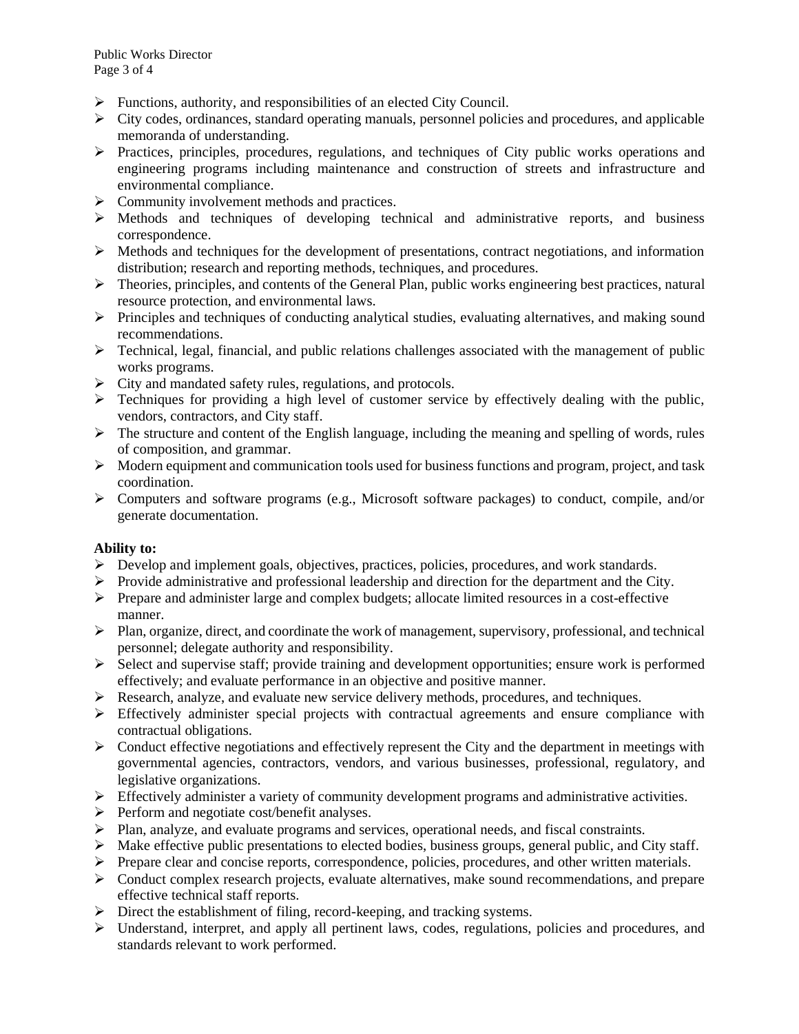- Functions, authority, and responsibilities of an elected City Council.
- City codes, ordinances, standard operating manuals, personnel policies and procedures, and applicable memoranda of understanding.
- Practices, principles, procedures, regulations, and techniques of City public works operations and engineering programs including maintenance and construction of streets and infrastructure and environmental compliance.
- Community involvement methods and practices.
- Methods and techniques of developing technical and administrative reports, and business correspondence.
- Methods and techniques for the development of presentations, contract negotiations, and information distribution; research and reporting methods, techniques, and procedures.
- Theories, principles, and contents of the General Plan, public works engineering best practices, natural resource protection, and environmental laws.
- Principles and techniques of conducting analytical studies, evaluating alternatives, and making sound recommendations.
- Technical, legal, financial, and public relations challenges associated with the management of public works programs.
- City and mandated safety rules, regulations, and protocols.
- Techniques for providing a high level of customer service by effectively dealing with the public, vendors, contractors, and City staff.
- The structure and content of the English language, including the meaning and spelling of words, rules of composition, and grammar.
- Modern equipment and communication tools used for business functions and program, project, and task coordination.
- Computers and software programs (e.g., Microsoft software packages) to conduct, compile, and/or generate documentation.

**Ability to:**

- Develop and implement goals, objectives, practices, policies, procedures, and work standards.
- Provide administrative and professional leadership and direction for the department and the City.
- Prepare and administer large and complex budgets; allocate limited resources in a cost-effective manner.
- Plan, organize, direct, and coordinate the work of management, supervisory, professional, and technical personnel; delegate authority and responsibility.
- Select and supervise staff; provide training and development opportunities; ensure work is performed effectively; and evaluate performance in an objective and positive manner.
- Research, analyze, and evaluate new service delivery methods, procedures, and techniques.
- Effectively administer special projects with contractual agreements and ensure compliance with contractual obligations.
- Conduct effective negotiations and effectively represent the City and the department in meetings with governmental agencies, contractors, vendors, and various businesses, professional, regulatory, and legislative organizations.
- Effectively administer a variety of community development programs and administrative activities.
- Perform and negotiate cost/benefit analyses.
- Plan, analyze, and evaluate programs and services, operational needs, and fiscal constraints.
- Make effective public presentations to elected bodies, business groups, general public, and City staff.
- Prepare clear and concise reports, correspondence, policies, procedures, and other written materials.
- Conduct complex research projects, evaluate alternatives, make sound recommendations, and prepare effective technical staff reports.
- Direct the establishment of filing, record-keeping, and tracking systems.
- Understand, interpret, and apply all pertinent laws, codes, regulations, policies and procedures, and standards relevant to work performed.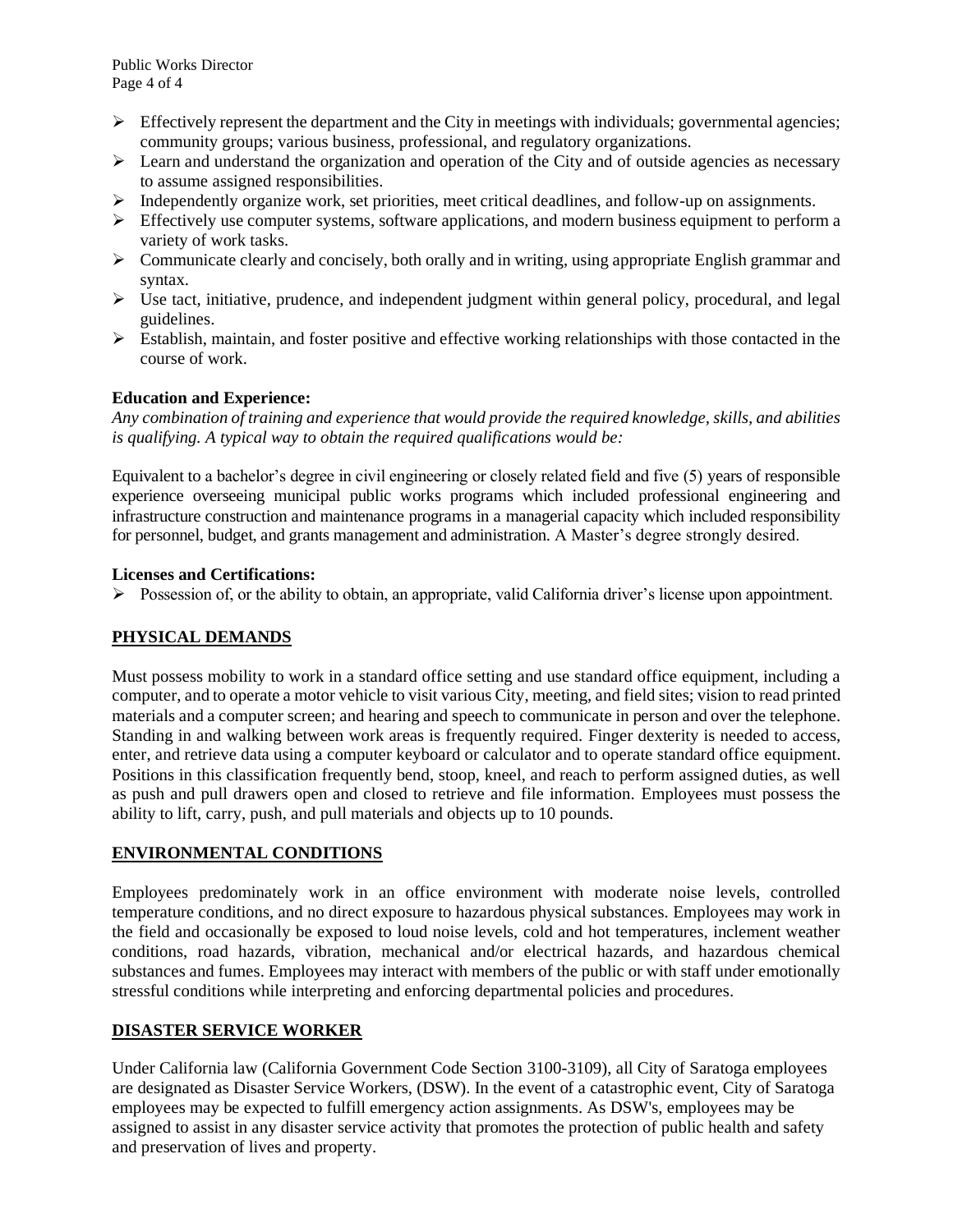- Effectively represent the department and the City in meetings with individuals; governmental agencies; community groups; various business, professional, and regulatory organizations.
- Learn and understand the organization and operation of the City and of outside agencies as necessary to assume assigned responsibilities.
- Independently organize work, set priorities, meet critical deadlines, and follow-up on assignments.
- Effectively use computer systems, software applications, and modern business equipment to perform a variety of work tasks.
- Communicate clearly and concisely, both orally and in writing, using appropriate English grammar and syntax.
- Use tact, initiative, prudence, and independent judgment within general policy, procedural, and legal guidelines.
- Establish, maintain, and foster positive and effective working relationships with those contacted in the course of work.

**Education and Experience:**

*Any combination of training and experience that would provide the required knowledge, skills, and abilities is qualifying. A typical way to obtain the required qualifications would be:*

Equivalent to a bachelor's degree in civil engineering or closely related field and five (5) years of responsible experience overseeing municipal public works programs which included professional engineering and infrastructure construction and maintenance programs in a managerial capacity which included responsibility for personnel, budget, and grants management and administration. A Master's degree strongly desired.

**Licenses and Certifications:**

- Possession of, or the ability to obtain, an appropriate, valid California driver's license upon appointment.

## PHYSICAL DEMANDS

Must possess mobility to work in a standard office setting and use standard office equipment, including a computer, and to operate a motor vehicle to visit various City, meeting, and field sites; vision to read printed materials and a computer screen; and hearing and speech to communicate in person and over the telephone. Standing in and walking between work areas is frequently required. Finger dexterity is needed to access, enter, and retrieve data using a computer keyboard or calculator and to operate standard office equipment. Positions in this classification frequently bend, stoop, kneel, and reach to perform assigned duties, as well as push and pull drawers open and closed to retrieve and file information. Employees must possess the ability to lift, carry, push, and pull materials and objects up to 10 pounds.

## ENVIRONMENTAL CONDITIONS

Employees predominately work in an office environment with moderate noise levels, controlled temperature conditions, and no direct exposure to hazardous physical substances. Employees may work in the field and occasionally be exposed to loud noise levels, cold and hot temperatures, inclement weather conditions, road hazards, vibration, mechanical and/or electrical hazards, and hazardous chemical substances and fumes. Employees may interact with members of the public or with staff under emotionally stressful conditions while interpreting and enforcing departmental policies and procedures.

## DISASTER SERVICE WORKER

Under California law (California Government Code Section 3100-3109), all City of Saratoga employees are designated as Disaster Service Workers, (DSW). In the event of a catastrophic event, City of Saratoga employees may be expected to fulfill emergency action assignments. As DSW's, employees may be assigned to assist in any disaster service activity that promotes the protection of public health and safety and preservation of lives and property.